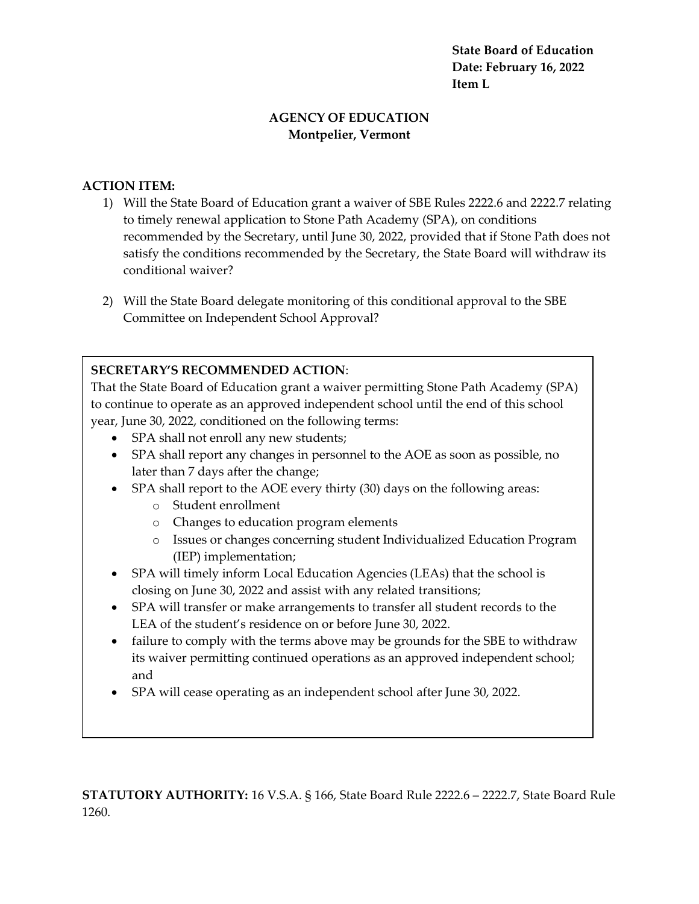**State Board of Education**
**Date: February 16, 2022**
**Item L**

**AGENCY OF EDUCATION**
**Montpelier, Vermont**

**ACTION ITEM:**

1) Will the State Board of Education grant a waiver of SBE Rules 2222.6 and 2222.7 relating to timely renewal application to Stone Path Academy (SPA), on conditions recommended by the Secretary, until June 30, 2022, provided that if Stone Path does not satisfy the conditions recommended by the Secretary, the State Board will withdraw its conditional waiver?

2) Will the State Board delegate monitoring of this conditional approval to the SBE Committee on Independent School Approval?

**SECRETARY'S RECOMMENDED ACTION**:
That the State Board of Education grant a waiver permitting Stone Path Academy (SPA) to continue to operate as an approved independent school until the end of this school year, June 30, 2022, conditioned on the following terms:

- SPA shall not enroll any new students;
- SPA shall report any changes in personnel to the AOE as soon as possible, no later than 7 days after the change;
- SPA shall report to the AOE every thirty (30) days on the following areas:
  - Student enrollment
  - Changes to education program elements
  - Issues or changes concerning student Individualized Education Program (IEP) implementation;
- SPA will timely inform Local Education Agencies (LEAs) that the school is closing on June 30, 2022 and assist with any related transitions;
- SPA will transfer or make arrangements to transfer all student records to the LEA of the student's residence on or before June 30, 2022.
- failure to comply with the terms above may be grounds for the SBE to withdraw its waiver permitting continued operations as an approved independent school; and
- SPA will cease operating as an independent school after June 30, 2022.

**STATUTORY AUTHORITY:** 16 V.S.A. § 166, State Board Rule 2222.6 – 2222.7, State Board Rule 1260.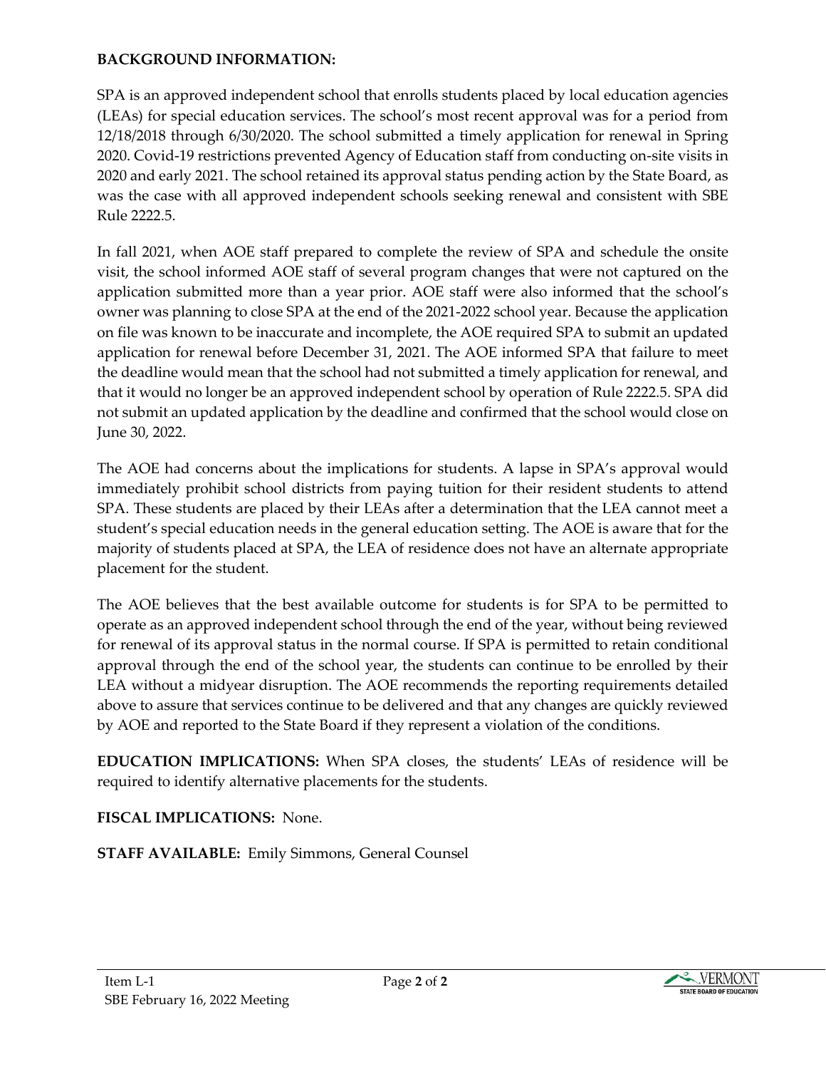**BACKGROUND INFORMATION:**

SPA is an approved independent school that enrolls students placed by local education agencies (LEAs) for special education services. The school's most recent approval was for a period from 12/18/2018 through 6/30/2020. The school submitted a timely application for renewal in Spring 2020. Covid-19 restrictions prevented Agency of Education staff from conducting on-site visits in 2020 and early 2021. The school retained its approval status pending action by the State Board, as was the case with all approved independent schools seeking renewal and consistent with SBE Rule 2222.5.

In fall 2021, when AOE staff prepared to complete the review of SPA and schedule the onsite visit, the school informed AOE staff of several program changes that were not captured on the application submitted more than a year prior. AOE staff were also informed that the school's owner was planning to close SPA at the end of the 2021-2022 school year. Because the application on file was known to be inaccurate and incomplete, the AOE required SPA to submit an updated application for renewal before December 31, 2021. The AOE informed SPA that failure to meet the deadline would mean that the school had not submitted a timely application for renewal, and that it would no longer be an approved independent school by operation of Rule 2222.5. SPA did not submit an updated application by the deadline and confirmed that the school would close on June 30, 2022.

The AOE had concerns about the implications for students. A lapse in SPA's approval would immediately prohibit school districts from paying tuition for their resident students to attend SPA. These students are placed by their LEAs after a determination that the LEA cannot meet a student's special education needs in the general education setting. The AOE is aware that for the majority of students placed at SPA, the LEA of residence does not have an alternate appropriate placement for the student.

The AOE believes that the best available outcome for students is for SPA to be permitted to operate as an approved independent school through the end of the year, without being reviewed for renewal of its approval status in the normal course. If SPA is permitted to retain conditional approval through the end of the school year, the students can continue to be enrolled by their LEA without a midyear disruption. The AOE recommends the reporting requirements detailed above to assure that services continue to be delivered and that any changes are quickly reviewed by AOE and reported to the State Board if they represent a violation of the conditions.

**EDUCATION IMPLICATIONS:** When SPA closes, the students' LEAs of residence will be required to identify alternative placements for the students.

**FISCAL IMPLICATIONS:** None.

**STAFF AVAILABLE:** Emily Simmons, General Counsel